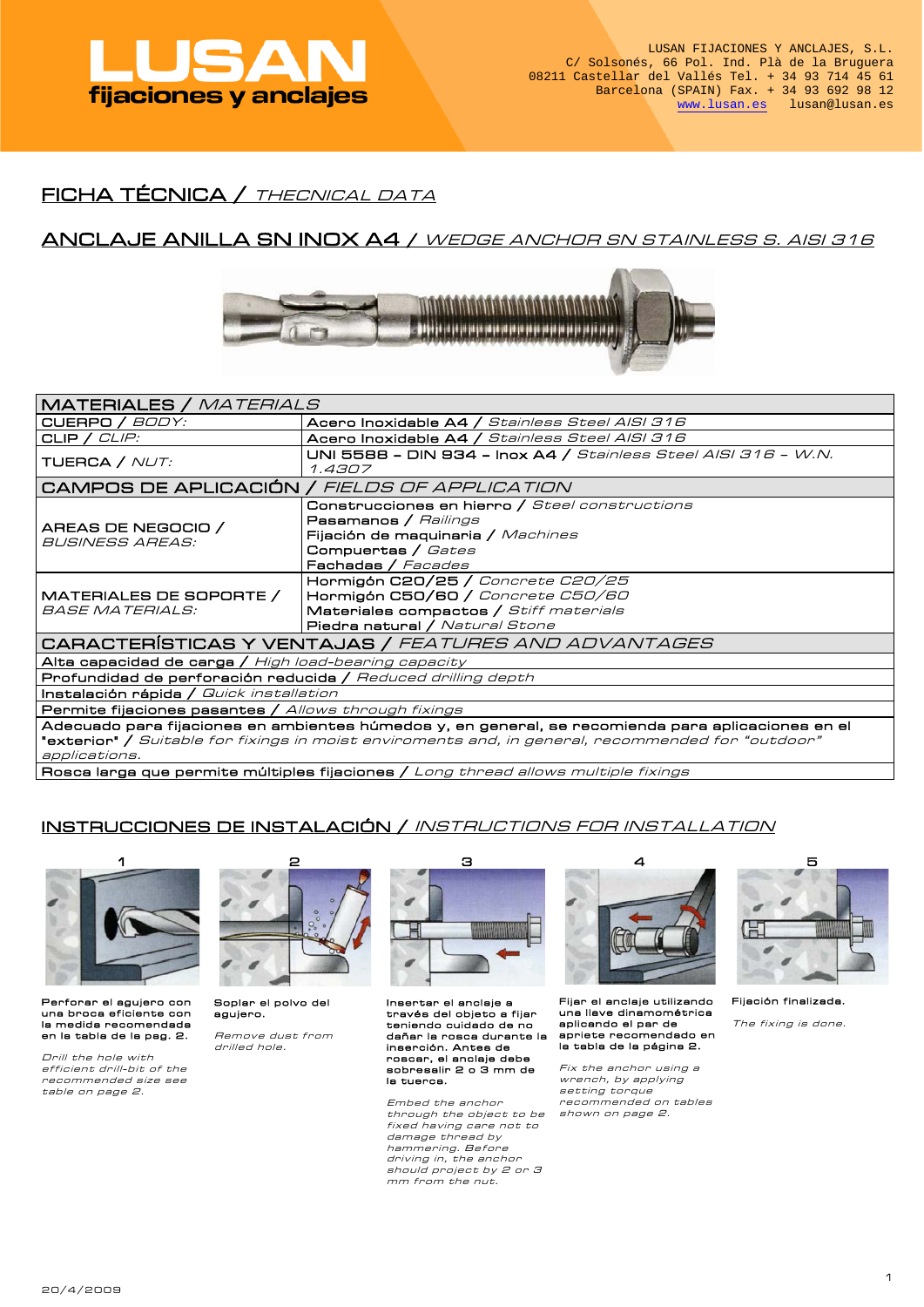LUSAN FIJACIONES Y ANCLAJES, S.L.
C/ Solsonés, 66 Pol. Ind. Plà de la Bruguera
08211 Castellar del Vallés Tel. + 34 93 714 45 61
Barcelona (SPAIN) Fax. + 34 93 692 98 12
www.lusan.es lusan@lusan.es

# FICHA TÉCNICA / *THECNICAL DATA*

## ANCLAJE ANILLA SN INOX A4 / *WEDGE ANCHOR SN STAINLESS S. AISI 316*

| MATERIALES / *MATERIALS* | |
|---|---|
| CUERPO / *BODY:* | Acero Inoxidable A4 / *Stainless Steel AISI 316* |
| CLIP / *CLIP:* | Acero Inoxidable A4 / *Stainless Steel AISI 316* |
| TUERCA / *NUT:* | UNI 5588 – DIN 934 – Inox A4 / *Stainless Steel AISI 316 – W.N. 1.4307* |
| **CAMPOS DE APLICACIÓN / *FIELDS OF APPLICATION*** | |
| AREAS DE NEGOCIO / *BUSINESS AREAS:* | Construcciones en hierro / *Steel constructions*<br>Pasamanos / *Railings*<br>Fijación de maquinaria / *Machines*<br>Compuertas / *Gates*<br>Fachadas / *Facades* |
| MATERIALES DE SOPORTE / *BASE MATERIALS:* | Hormigón C20/25 / *Concrete C20/25*<br>Hormigón C50/60 / *Concrete C50/60*<br>Materiales compactos / *Stiff materials*<br>Piedra natural / *Natural Stone* |
| **CARACTERÍSTICAS Y VENTAJAS / *FEATURES AND ADVANTAGES*** | |
| Alta capacidad de carga / *High load-bearing capacity* | |
| Profundidad de perforación reducida / *Reduced drilling depth* | |
| Instalación rápida / *Quick installation* | |
| Permite fijaciones pasantes / *Allows through fixings* | |
| Adecuado para fijaciones en ambientes húmedos y, en general, se recomienda para aplicaciones en el "exterior" / *Suitable for fixings in moist enviroments and, in general, recommended for "outdoor" applications.* | |
| Rosca larga que permite múltiples fijaciones / *Long thread allows multiple fixings* | |

## INSTRUCCIONES DE INSTALACIÓN / *INSTRUCTIONS FOR INSTALLATION*

**1**

Perforar el agujero con una broca eficiente con la medida recomendada en la tabla de la pag. 2.

*Drill the hole with efficient drill-bit of the recommended size see table on page 2.*

**2**

Soplar el polvo del agujero.

*Remove dust from drilled hole.*

**3**

Insertar el anclaje a través del objeto a fijar teniendo cuidado de no dañar la rosca durante la inserción. Antes de roscar, el anclaje debe sobresalir 2 o 3 mm de la tuerca.

*Embed the anchor through the object to be fixed having care not to damage thread by hammering. Before driving in, the anchor should project by 2 or 3 mm from the nut.*

**4**

Fijar el anclaje utilizando una llave dinamométrica aplicando el par de apriete recomendado en la tabla de la página 2.

*Fix the anchor using a wrench, by applying setting torque recommended on tables shown on page 2.*

**5**

Fijación finalizada.

*The fixing is done.*

20/4/2009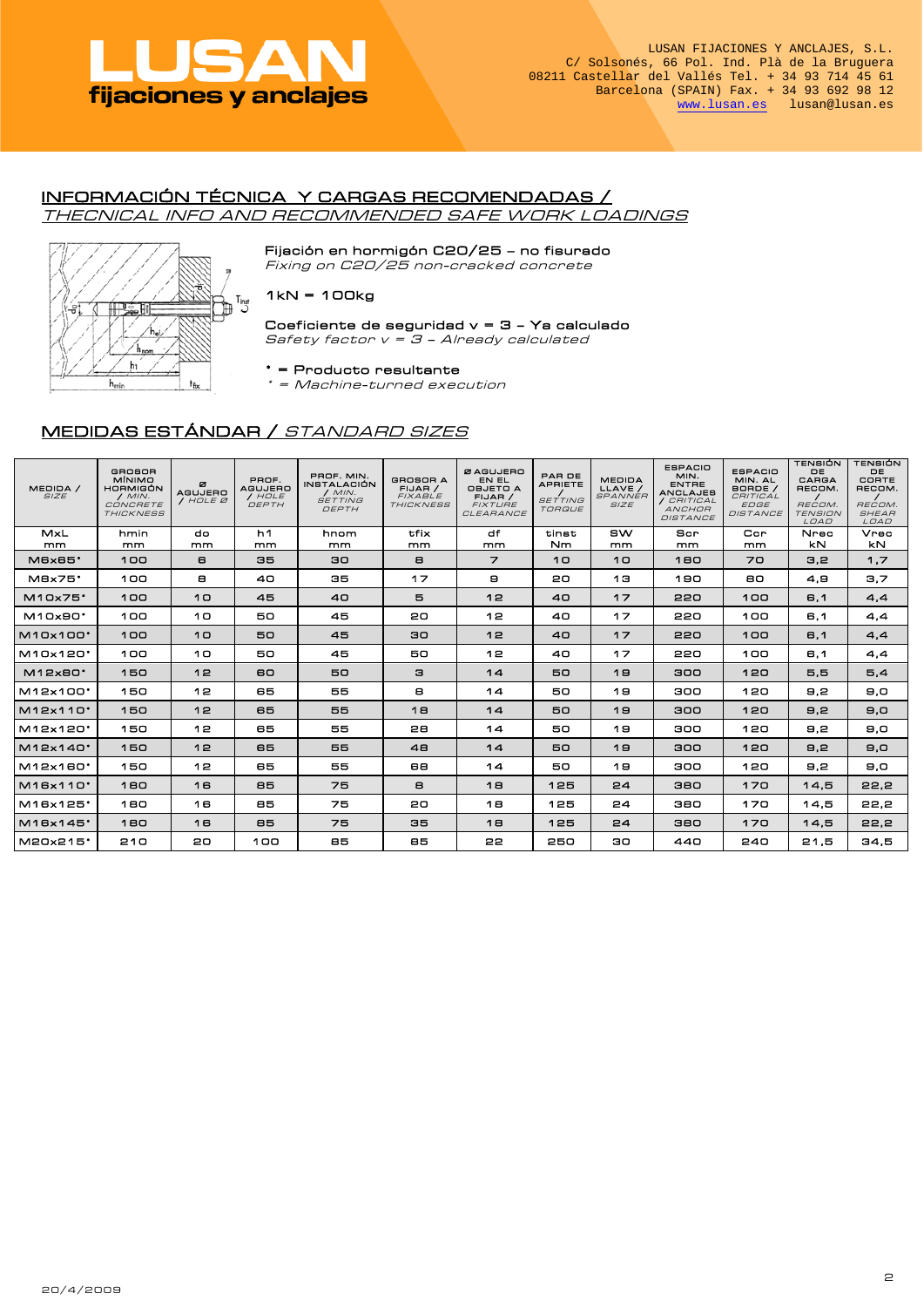**LUSAN**
**fijaciones y anclajes**

LUSAN FIJACIONES Y ANCLAJES, S.L.
C/ Solsonés, 66 Pol. Ind. Plà de la Bruguera
08211 Castellar del Vallés Tel. + 34 93 714 45 61
Barcelona (SPAIN) Fax. + 34 93 692 98 12
www.lusan.es lusan@lusan.es

## INFORMACIÓN TÉCNICA Y CARGAS RECOMENDADAS / *THECNICAL INFO AND RECOMMENDED SAFE WORK LOADINGS*

Fijación en hormigón C20/25 – no fisurado
*Fixing on C20/25 non-cracked concrete*

1kN = 100kg

Coeficiente de seguridad v = 3 – Ya calculado
*Safety factor v = 3 – Already calculated*

* = Producto resultante
*\* = Machine-turned execution*

## MEDIDAS ESTÁNDAR / *STANDARD SIZES*

| MEDIDA / *SIZE* | GROSOR MÍNIMO HORMIGÓN / *MIN. CONCRETE THICKNESS* | Ø AGUJERO / *HOLE Ø* | PROF. AGUJERO / *HOLE DEPTH* | PROF. MIN. INSTALACIÓN / *MIN. SETTING DEPTH* | GROSOR A FIJAR / *FIXABLE THICKNESS* | Ø AGUJERO EN EL OBJETO A FIJAR / *FIXTURE CLEARANCE* | PAR DE APRIETE / *SETTING TORQUE* | MEDIDA LLAVE / *SPANNER SIZE* | ESPACIO MIN. ENTRE ANCLAJES / *CRITICAL ANCHOR DISTANCE* | ESPACIO MIN. AL BORDE / *CRITICAL EDGE DISTANCE* | TENSIÓN DE CARGA RECOM. / *RECOM. TENSION LOAD* | TENSIÓN DE CORTE RECOM. / *RECOM. SHEAR LOAD* |
|---|---|---|---|---|---|---|---|---|---|---|---|---|
| MxL mm | hmin mm | do mm | h1 mm | hnom mm | tfix mm | df mm | tinst Nm | SW mm | Scr mm | Ccr mm | Nrec kN | Vrec kN |
| M6x65* | 100 | 6 | 35 | 30 | 8 | 7 | 10 | 10 | 180 | 70 | 3,2 | 1,7 |
| M8x75* | 100 | 8 | 40 | 35 | 17 | 9 | 20 | 13 | 190 | 80 | 4,9 | 3,7 |
| M10x75* | 100 | 10 | 45 | 40 | 5 | 12 | 40 | 17 | 220 | 100 | 6,1 | 4,4 |
| M10x90* | 100 | 10 | 50 | 45 | 20 | 12 | 40 | 17 | 220 | 100 | 6,1 | 4,4 |
| M10x100* | 100 | 10 | 50 | 45 | 30 | 12 | 40 | 17 | 220 | 100 | 6,1 | 4,4 |
| M10x120* | 100 | 10 | 50 | 45 | 50 | 12 | 40 | 17 | 220 | 100 | 6,1 | 4,4 |
| M12x80* | 150 | 12 | 60 | 50 | 3 | 14 | 50 | 19 | 300 | 120 | 5,5 | 5,4 |
| M12x100* | 150 | 12 | 65 | 55 | 8 | 14 | 50 | 19 | 300 | 120 | 9,2 | 9,0 |
| M12x110* | 150 | 12 | 65 | 55 | 18 | 14 | 50 | 19 | 300 | 120 | 9,2 | 9,0 |
| M12x120* | 150 | 12 | 65 | 55 | 28 | 14 | 50 | 19 | 300 | 120 | 9,2 | 9,0 |
| M12x140* | 150 | 12 | 65 | 55 | 48 | 14 | 50 | 19 | 300 | 120 | 9,2 | 9,0 |
| M12x160* | 150 | 12 | 65 | 55 | 68 | 14 | 50 | 19 | 300 | 120 | 9,2 | 9,0 |
| M16x110* | 180 | 16 | 85 | 75 | 8 | 18 | 125 | 24 | 380 | 170 | 14,5 | 22,2 |
| M16x125* | 180 | 16 | 85 | 75 | 20 | 18 | 125 | 24 | 380 | 170 | 14,5 | 22,2 |
| M16x145* | 180 | 16 | 85 | 75 | 35 | 18 | 125 | 24 | 380 | 170 | 14,5 | 22,2 |
| M20x215* | 210 | 20 | 100 | 85 | 85 | 22 | 250 | 30 | 440 | 240 | 21,5 | 34,5 |

20/4/2009